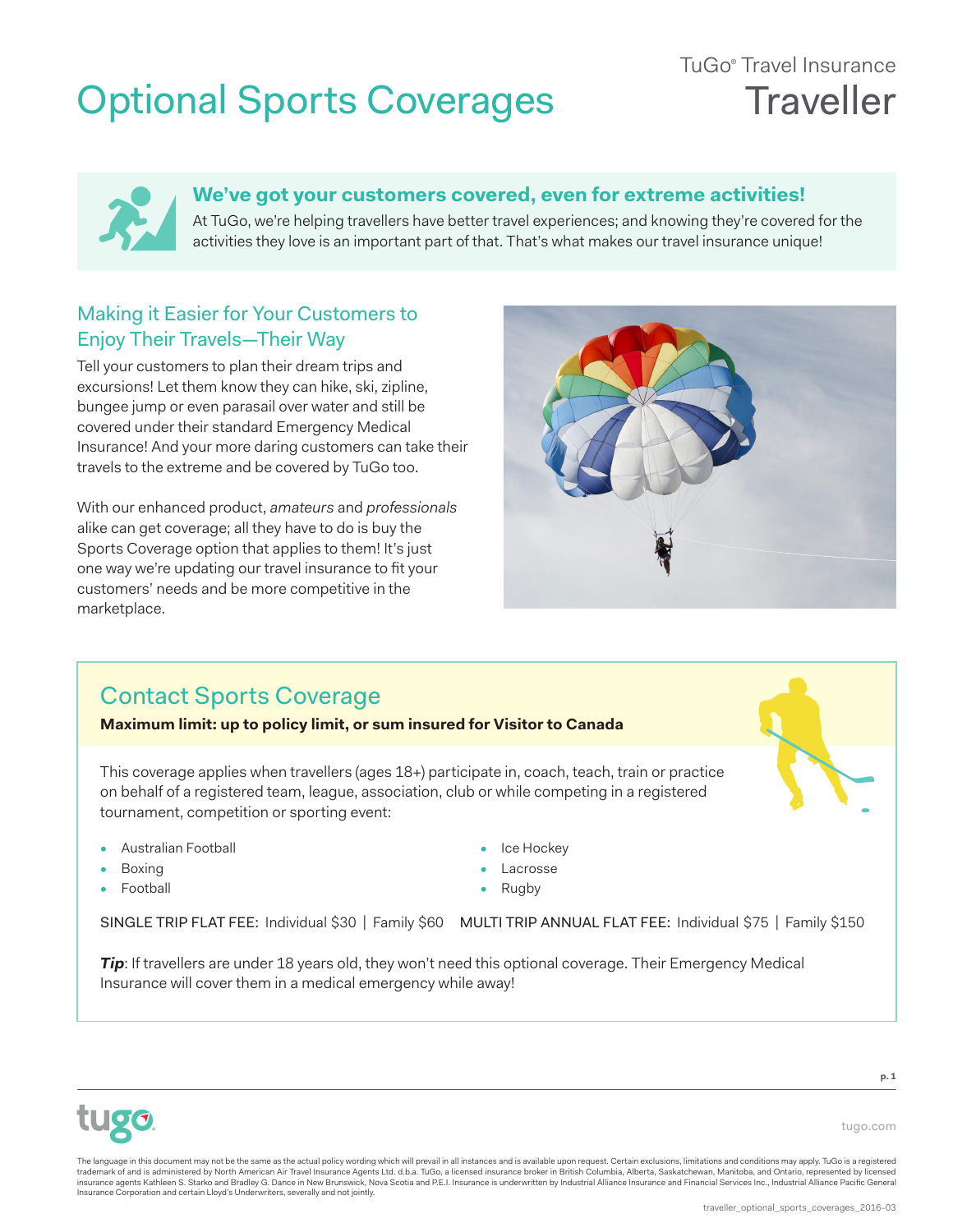# Optional Sports Coverages

TuGo® Travel Insurance
**Traveller**

## We've got your customers covered, even for extreme activities!

At TuGo, we're helping travellers have better travel experiences; and knowing they're covered for the activities they love is an important part of that. That's what makes our travel insurance unique!

## Making it Easier for Your Customers to Enjoy Their Travels—Their Way

Tell your customers to plan their dream trips and excursions! Let them know they can hike, ski, zipline, bungee jump or even parasail over water and still be covered under their standard Emergency Medical Insurance! And your more daring customers can take their travels to the extreme and be covered by TuGo too.

With our enhanced product, *amateurs* and *professionals* alike can get coverage; all they have to do is buy the Sports Coverage option that applies to them! It's just one way we're updating our travel insurance to fit your customers' needs and be more competitive in the marketplace.

## Contact Sports Coverage

**Maximum limit: up to policy limit, or sum insured for Visitor to Canada**

This coverage applies when travellers (ages 18+) participate in, coach, teach, train or practice on behalf of a registered team, league, association, club or while competing in a registered tournament, competition or sporting event:

- Australian Football
- Boxing
- Football
- Ice Hockey
- Lacrosse
- Rugby

SINGLE TRIP FLAT FEE: Individual $30 | Family $60 MULTI TRIP ANNUAL FLAT FEE: Individual $75 | Family $150

***Tip***: If travellers are under 18 years old, they won't need this optional coverage. Their Emergency Medical Insurance will cover them in a medical emergency while away!

tugo

tugo.com

The language in this document may not be the same as the actual policy wording which will prevail in all instances and is available upon request. Certain exclusions, limitations and conditions may apply. TuGo is a registered trademark of and is administered by North American Air Travel Insurance Agents Ltd. d.b.a. TuGo, a licensed insurance broker in British Columbia, Alberta, Saskatchewan, Manitoba, and Ontario, represented by licensed insurance agents Kathleen S. Starko and Bradley G. Dance in New Brunswick, Nova Scotia and P.E.I. Insurance is underwritten by Industrial Alliance Insurance and Financial Services Inc., Industrial Alliance Pacific General Insurance Corporation and certain Lloyd's Underwriters, severally and not jointly.

traveller_optional_sports_coverages_2016-03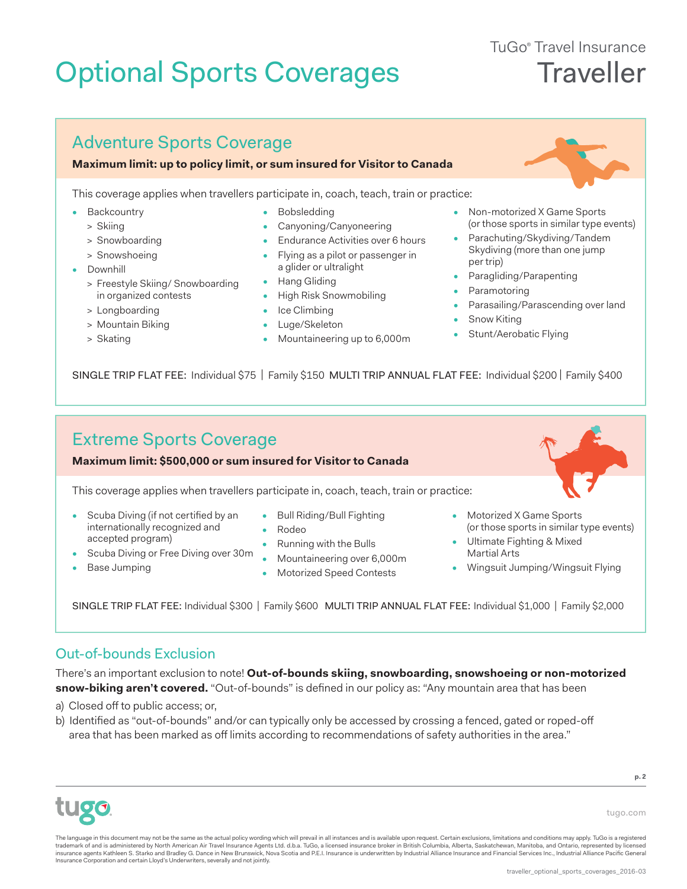TuGo® Travel Insurance
Traveller

# Optional Sports Coverages

## Adventure Sports Coverage

**Maximum limit: up to policy limit, or sum insured for Visitor to Canada**

This coverage applies when travellers participate in, coach, teach, train or practice:

- Backcountry
  - > Skiing
  - > Snowboarding
  - > Snowshoeing
- Downhill
  - > Freestyle Skiing/ Snowboarding in organized contests
  - > Longboarding
  - > Mountain Biking
  - > Skating
- Bobsledding
- Canyoning/Canyoneering
- Endurance Activities over 6 hours
- Flying as a pilot or passenger in a glider or ultralight
- Hang Gliding
- High Risk Snowmobiling
- Ice Climbing
- Luge/Skeleton
- Mountaineering up to 6,000m
- Non-motorized X Game Sports (or those sports in similar type events)
- Parachuting/Skydiving/Tandem Skydiving (more than one jump per trip)
- Paragliding/Parapenting
- Paramotoring
- Parasailing/Parascending over land
- Snow Kiting
- Stunt/Aerobatic Flying

SINGLE TRIP FLAT FEE: Individual $75 | Family $150 MULTI TRIP ANNUAL FLAT FEE: Individual $200 | Family $400

## Extreme Sports Coverage

**Maximum limit: $500,000 or sum insured for Visitor to Canada**

This coverage applies when travellers participate in, coach, teach, train or practice:

- Scuba Diving (if not certified by an internationally recognized and accepted program)
- Scuba Diving or Free Diving over 30m
- Base Jumping
- Bull Riding/Bull Fighting
- Rodeo
- Running with the Bulls
- Mountaineering over 6,000m
- Motorized Speed Contests
- Motorized X Game Sports (or those sports in similar type events)
- Ultimate Fighting & Mixed Martial Arts
- Wingsuit Jumping/Wingsuit Flying

SINGLE TRIP FLAT FEE: Individual $300 | Family $600 MULTI TRIP ANNUAL FLAT FEE: Individual $1,000 | Family $2,000

## Out-of-bounds Exclusion

There's an important exclusion to note! **Out-of-bounds skiing, snowboarding, snowshoeing or non-motorized snow-biking aren't covered.** "Out-of-bounds" is defined in our policy as: "Any mountain area that has been

a) Closed off to public access; or,

b) Identified as "out-of-bounds" and/or can typically only be accessed by crossing a fenced, gated or roped-off area that has been marked as off limits according to recommendations of safety authorities in the area."

tugo

tugo.com

The language in this document may not be the same as the actual policy wording which will prevail in all instances and is available upon request. Certain exclusions, limitations and conditions may apply. TuGo is a registered trademark of and is administered by North American Air Travel Insurance Agents Ltd. d.b.a. TuGo, a licensed insurance broker in British Columbia, Alberta, Saskatchewan, Manitoba, and Ontario, represented by licensed insurance agents Kathleen S. Starko and Bradley G. Dance in New Brunswick, Nova Scotia and P.E.I. Insurance is underwritten by Industrial Alliance Insurance and Financial Services Inc., Industrial Alliance Pacific General Insurance Corporation and certain Lloyd's Underwriters, severally and not jointly.

traveller_optional_sports_coverages_2016-03